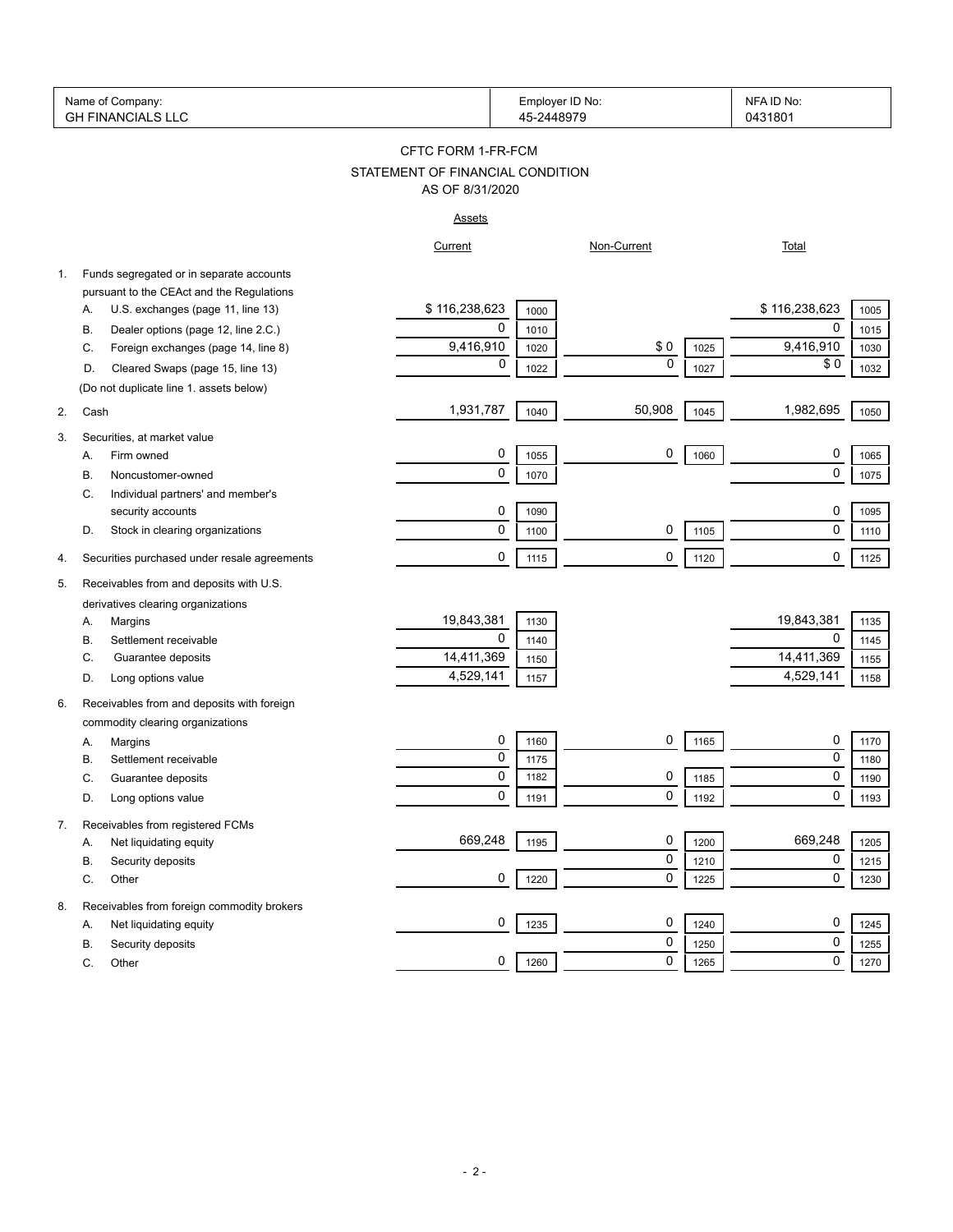| Name of Company: | Employer ID No: | NFA ID No: |
|---|---|---|
| GH FINANCIALS LLC | 45-2448979 | 0431801 |

# CFTC FORM 1-FR-FCM

## STATEMENT OF FINANCIAL CONDITION

### AS OF 8/31/2020

**Assets**

| | | Current | | Non-Current | | Total | |
|---|---|---|---|---|---|---|---|
| 1. | Funds segregated or in separate accounts pursuant to the CEAct and the Regulations | | | | | | |
| | A. U.S. exchanges (page 11, line 13) | $ 116,238,623 | 1000 | | | $ 116,238,623 | 1005 |
| | B. Dealer options (page 12, line 2.C.) | 0 | 1010 | | | 0 | 1015 |
| | C. Foreign exchanges (page 14, line 8) | 9,416,910 | 1020 | $ 0 | 1025 | 9,416,910 | 1030 |
| | D. Cleared Swaps (page 15, line 13) | 0 | 1022 | 0 | 1027 | $ 0 | 1032 |
| | (Do not duplicate line 1. assets below) | | | | | | |
| 2. | Cash | 1,931,787 | 1040 | 50,908 | 1045 | 1,982,695 | 1050 |
| 3. | Securities, at market value | | | | | | |
| | A. Firm owned | 0 | 1055 | 0 | 1060 | 0 | 1065 |
| | B. Noncustomer-owned | 0 | 1070 | | | 0 | 1075 |
| | C. Individual partners' and member's security accounts | 0 | 1090 | | | 0 | 1095 |
| | D. Stock in clearing organizations | 0 | 1100 | 0 | 1105 | 0 | 1110 |
| 4. | Securities purchased under resale agreements | 0 | 1115 | 0 | 1120 | 0 | 1125 |
| 5. | Receivables from and deposits with U.S. derivatives clearing organizations | | | | | | |
| | A. Margins | 19,843,381 | 1130 | | | 19,843,381 | 1135 |
| | B. Settlement receivable | 0 | 1140 | | | 0 | 1145 |
| | C. Guarantee deposits | 14,411,369 | 1150 | | | 14,411,369 | 1155 |
| | D. Long options value | 4,529,141 | 1157 | | | 4,529,141 | 1158 |
| 6. | Receivables from and deposits with foreign commodity clearing organizations | | | | | | |
| | A. Margins | 0 | 1160 | 0 | 1165 | 0 | 1170 |
| | B. Settlement receivable | 0 | 1175 | | | 0 | 1180 |
| | C. Guarantee deposits | 0 | 1182 | 0 | 1185 | 0 | 1190 |
| | D. Long options value | 0 | 1191 | 0 | 1192 | 0 | 1193 |
| 7. | Receivables from registered FCMs | | | | | | |
| | A. Net liquidating equity | 669,248 | 1195 | 0 | 1200 | 669,248 | 1205 |
| | B. Security deposits | | | 0 | 1210 | 0 | 1215 |
| | C. Other | 0 | 1220 | 0 | 1225 | 0 | 1230 |
| 8. | Receivables from foreign commodity brokers | | | | | | |
| | A. Net liquidating equity | 0 | 1235 | 0 | 1240 | 0 | 1245 |
| | B. Security deposits | | | 0 | 1250 | 0 | 1255 |
| | C. Other | 0 | 1260 | 0 | 1265 | 0 | 1270 |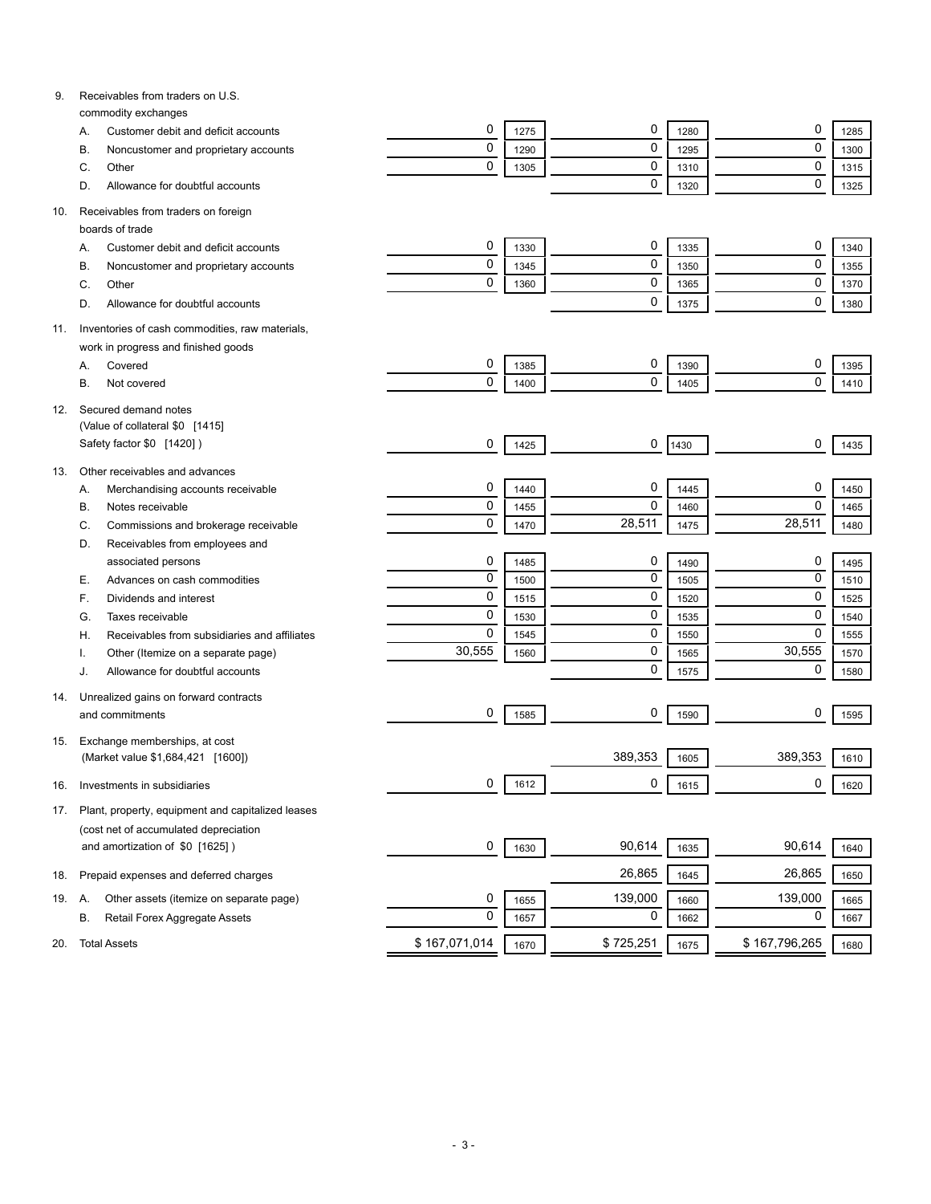| Item | Description | Column 1 | Code | Column 2 | Code | Total | Code |
|---|---|---|---|---|---|---|---|
| 9. | Receivables from traders on U.S. commodity exchanges | | | | | | |
| | A. Customer debit and deficit accounts | 0 | 1275 | 0 | 1280 | 0 | 1285 |
| | B. Noncustomer and proprietary accounts | 0 | 1290 | 0 | 1295 | 0 | 1300 |
| | C. Other | 0 | 1305 | 0 | 1310 | 0 | 1315 |
| | D. Allowance for doubtful accounts | | | 0 | 1320 | 0 | 1325 |
| 10. | Receivables from traders on foreign boards of trade | | | | | | |
| | A. Customer debit and deficit accounts | 0 | 1330 | 0 | 1335 | 0 | 1340 |
| | B. Noncustomer and proprietary accounts | 0 | 1345 | 0 | 1350 | 0 | 1355 |
| | C. Other | 0 | 1360 | 0 | 1365 | 0 | 1370 |
| | D. Allowance for doubtful accounts | | | 0 | 1375 | 0 | 1380 |
| 11. | Inventories of cash commodities, raw materials, work in progress and finished goods | | | | | | |
| | A. Covered | 0 | 1385 | 0 | 1390 | 0 | 1395 |
| | B. Not covered | 0 | 1400 | 0 | 1405 | 0 | 1410 |
| 12. | Secured demand notes (Value of collateral $0 [1415] Safety factor $0 [1420] ) | 0 | 1425 | 0 | 1430 | 0 | 1435 |
| 13. | Other receivables and advances | | | | | | |
| | A. Merchandising accounts receivable | 0 | 1440 | 0 | 1445 | 0 | 1450 |
| | B. Notes receivable | 0 | 1455 | 0 | 1460 | 0 | 1465 |
| | C. Commissions and brokerage receivable | 0 | 1470 | 28,511 | 1475 | 28,511 | 1480 |
| | D. Receivables from employees and associated persons | 0 | 1485 | 0 | 1490 | 0 | 1495 |
| | E. Advances on cash commodities | 0 | 1500 | 0 | 1505 | 0 | 1510 |
| | F. Dividends and interest | 0 | 1515 | 0 | 1520 | 0 | 1525 |
| | G. Taxes receivable | 0 | 1530 | 0 | 1535 | 0 | 1540 |
| | H. Receivables from subsidiaries and affiliates | 0 | 1545 | 0 | 1550 | 0 | 1555 |
| | I. Other (Itemize on a separate page) | 30,555 | 1560 | 0 | 1565 | 30,555 | 1570 |
| | J. Allowance for doubtful accounts | | | 0 | 1575 | 0 | 1580 |
| 14. | Unrealized gains on forward contracts and commitments | 0 | 1585 | 0 | 1590 | 0 | 1595 |
| 15. | Exchange memberships, at cost (Market value $1,684,421 [1600]) | | | 389,353 | 1605 | 389,353 | 1610 |
| 16. | Investments in subsidiaries | 0 | 1612 | 0 | 1615 | 0 | 1620 |
| 17. | Plant, property, equipment and capitalized leases (cost net of accumulated depreciation and amortization of $0 [1625] ) | 0 | 1630 | 90,614 | 1635 | 90,614 | 1640 |
| 18. | Prepaid expenses and deferred charges | | | 26,865 | 1645 | 26,865 | 1650 |
| 19. | A. Other assets (itemize on separate page) | 0 | 1655 | 139,000 | 1660 | 139,000 | 1665 |
| | B. Retail Forex Aggregate Assets | 0 | 1657 | 0 | 1662 | 0 | 1667 |
| 20. | Total Assets | $ 167,071,014 | 1670 | $ 725,251 | 1675 | $ 167,796,265 | 1680 |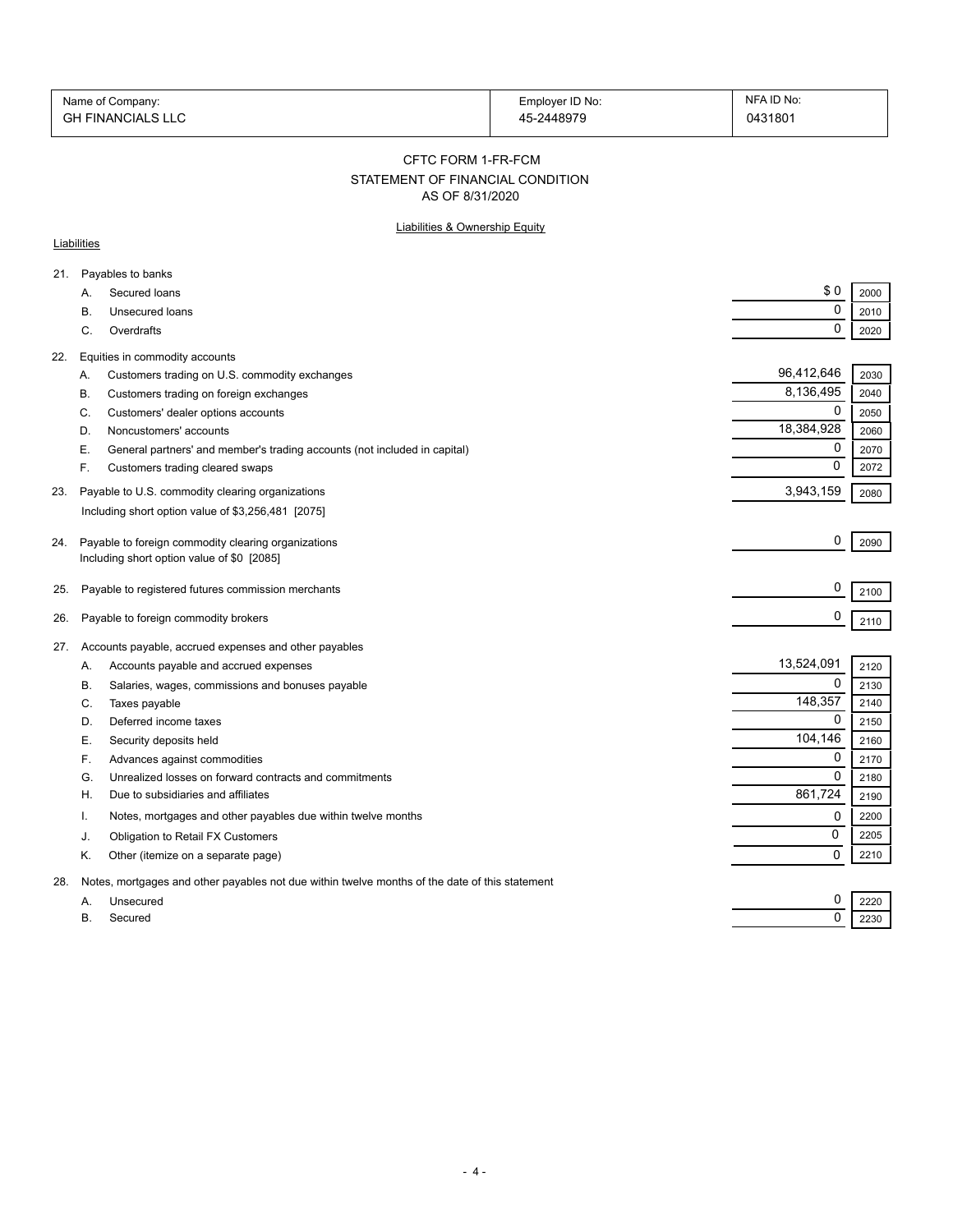| Name of Company: | Employer ID No: | NFA ID No: |
| --- | --- | --- |
| GH FINANCIALS LLC | 45-2448979 | 0431801 |

## CFTC FORM 1-FR-FCM
## STATEMENT OF FINANCIAL CONDITION
## AS OF 8/31/2020

### Liabilities & Ownership Equity

**Liabilities**

| | | Amount | Code |
| --- | --- | --- | --- |
| 21. | Payables to banks | | |
| | A. Secured loans | $ 0 | 2000 |
| | B. Unsecured loans | 0 | 2010 |
| | C. Overdrafts | 0 | 2020 |
| 22. | Equities in commodity accounts | | |
| | A. Customers trading on U.S. commodity exchanges | 96,412,646 | 2030 |
| | B. Customers trading on foreign exchanges | 8,136,495 | 2040 |
| | C. Customers' dealer options accounts | 0 | 2050 |
| | D. Noncustomers' accounts | 18,384,928 | 2060 |
| | E. General partners' and member's trading accounts (not included in capital) | 0 | 2070 |
| | F. Customers trading cleared swaps | 0 | 2072 |
| 23. | Payable to U.S. commodity clearing organizations<br>Including short option value of $3,256,481 [2075] | 3,943,159 | 2080 |
| 24. | Payable to foreign commodity clearing organizations<br>Including short option value of $0 [2085] | 0 | 2090 |
| 25. | Payable to registered futures commission merchants | 0 | 2100 |
| 26. | Payable to foreign commodity brokers | 0 | 2110 |
| 27. | Accounts payable, accrued expenses and other payables | | |
| | A. Accounts payable and accrued expenses | 13,524,091 | 2120 |
| | B. Salaries, wages, commissions and bonuses payable | 0 | 2130 |
| | C. Taxes payable | 148,357 | 2140 |
| | D. Deferred income taxes | 0 | 2150 |
| | E. Security deposits held | 104,146 | 2160 |
| | F. Advances against commodities | 0 | 2170 |
| | G. Unrealized losses on forward contracts and commitments | 0 | 2180 |
| | H. Due to subsidiaries and affiliates | 861,724 | 2190 |
| | I. Notes, mortgages and other payables due within twelve months | 0 | 2200 |
| | J. Obligation to Retail FX Customers | 0 | 2205 |
| | K. Other (itemize on a separate page) | 0 | 2210 |
| 28. | Notes, mortgages and other payables not due within twelve months of the date of this statement | | |
| | A. Unsecured | 0 | 2220 |
| | B. Secured | 0 | 2230 |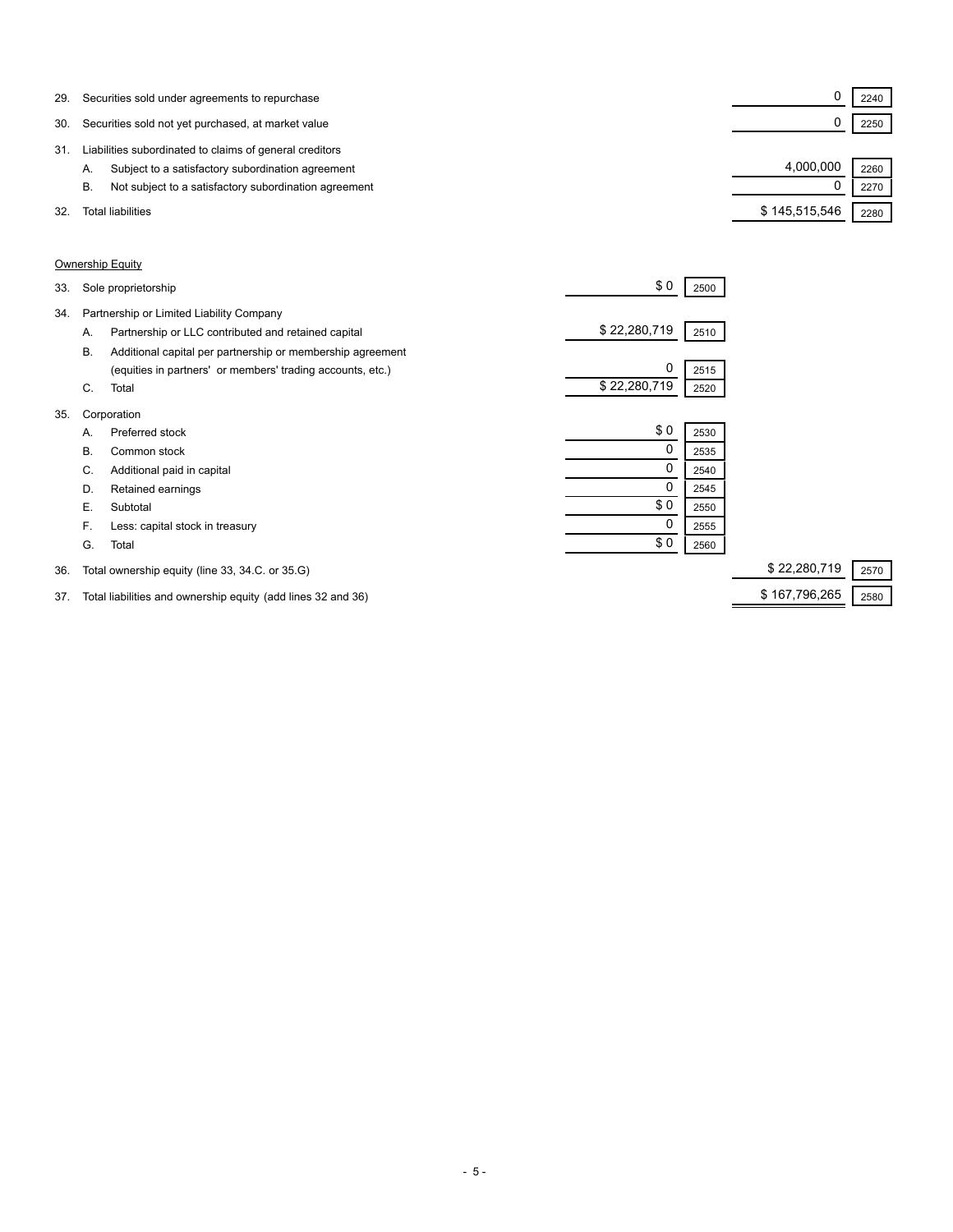| Line | Item | | Amount | Code | Amount | Code |
|---|---|---|---|---|---|---|
| 29. | Securities sold under agreements to repurchase | | | | 0 | 2240 |
| 30. | Securities sold not yet purchased, at market value | | | | 0 | 2250 |
| 31. | Liabilities subordinated to claims of general creditors | | | | | |
| | A. | Subject to a satisfactory subordination agreement | | | 4,000,000 | 2260 |
| | B. | Not subject to a satisfactory subordination agreement | | | 0 | 2270 |
| 32. | Total liabilities | | | | $ 145,515,546 | 2280 |

Ownership Equity

| Line | Item | | Amount | Code | Amount | Code |
|---|---|---|---|---|---|---|
| 33. | Sole proprietorship | | $ 0 | 2500 | | |
| 34. | Partnership or Limited Liability Company | | | | | |
| | A. | Partnership or LLC contributed and retained capital | $ 22,280,719 | 2510 | | |
| | B. | Additional capital per partnership or membership agreement (equities in partners' or members' trading accounts, etc.) | 0 | 2515 | | |
| | C. | Total | $ 22,280,719 | 2520 | | |
| 35. | Corporation | | | | | |
| | A. | Preferred stock | $ 0 | 2530 | | |
| | B. | Common stock | 0 | 2535 | | |
| | C. | Additional paid in capital | 0 | 2540 | | |
| | D. | Retained earnings | 0 | 2545 | | |
| | E. | Subtotal | $ 0 | 2550 | | |
| | F. | Less: capital stock in treasury | 0 | 2555 | | |
| | G. | Total | $ 0 | 2560 | | |
| 36. | Total ownership equity (line 33, 34.C. or 35.G) | | | | $ 22,280,719 | 2570 |
| 37. | Total liabilities and ownership equity (add lines 32 and 36) | | | | $ 167,796,265 | 2580 |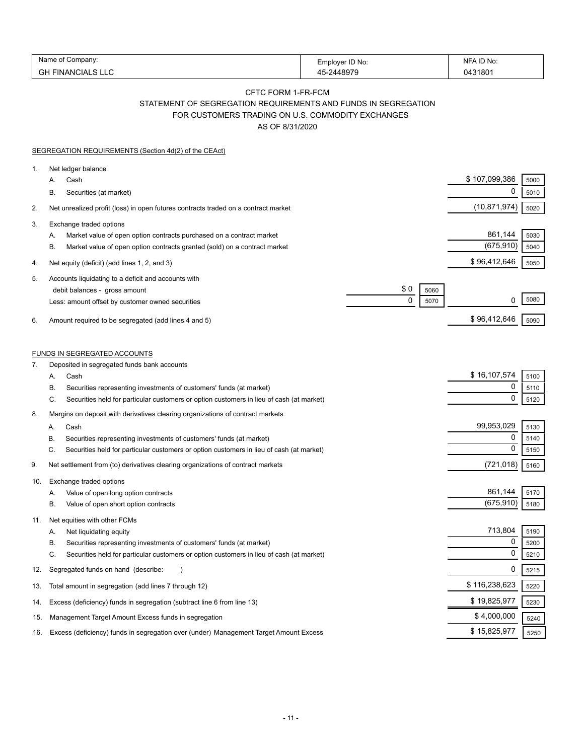| Name of Company: | Employer ID No: | NFA ID No: |
|---|---|---|
| GH FINANCIALS LLC | 45-2448979 | 0431801 |

# CFTC FORM 1-FR-FCM

## STATEMENT OF SEGREGATION REQUIREMENTS AND FUNDS IN SEGREGATION FOR CUSTOMERS TRADING ON U.S. COMMODITY EXCHANGES

AS OF 8/31/2020

### SEGREGATION REQUIREMENTS (Section 4d(2) of the CEAct)

| | | | | | | |
|---|---|---|---|---|---|---|
| 1. | Net ledger balance | | | | | |
| | A. Cash | | | | $ 107,099,386 | 5000 |
| | B. Securities (at market) | | | | 0 | 5010 |
| 2. | Net unrealized profit (loss) in open futures contracts traded on a contract market | | | | (10,871,974) | 5020 |
| 3. | Exchange traded options | | | | | |
| | A. Market value of open option contracts purchased on a contract market | | | | 861,144 | 5030 |
| | B. Market value of open option contracts granted (sold) on a contract market | | | | (675,910) | 5040 |
| 4. | Net equity (deficit) (add lines 1, 2, and 3) | | | | $ 96,412,646 | 5050 |
| 5. | Accounts liquidating to a deficit and accounts with debit balances - gross amount | $ 0 | 5060 | | | |
| | Less: amount offset by customer owned securities | 0 | 5070 | | 0 | 5080 |
| 6. | Amount required to be segregated (add lines 4 and 5) | | | | $ 96,412,646 | 5090 |

### FUNDS IN SEGREGATED ACCOUNTS

| | | | |
|---|---|---|---|
| 7. | Deposited in segregated funds bank accounts | | |
| | A. Cash | $ 16,107,574 | 5100 |
| | B. Securities representing investments of customers' funds (at market) | 0 | 5110 |
| | C. Securities held for particular customers or option customers in lieu of cash (at market) | 0 | 5120 |
| 8. | Margins on deposit with derivatives clearing organizations of contract markets | | |
| | A. Cash | 99,953,029 | 5130 |
| | B. Securities representing investments of customers' funds (at market) | 0 | 5140 |
| | C. Securities held for particular customers or option customers in lieu of cash (at market) | 0 | 5150 |
| 9. | Net settlement from (to) derivatives clearing organizations of contract markets | (721,018) | 5160 |
| 10. | Exchange traded options | | |
| | A. Value of open long option contracts | 861,144 | 5170 |
| | B. Value of open short option contracts | (675,910) | 5180 |
| 11. | Net equities with other FCMs | | |
| | A. Net liquidating equity | 713,804 | 5190 |
| | B. Securities representing investments of customers' funds (at market) | 0 | 5200 |
| | C. Securities held for particular customers or option customers in lieu of cash (at market) | 0 | 5210 |
| 12. | Segregated funds on hand (describe: ) | 0 | 5215 |
| 13. | Total amount in segregation (add lines 7 through 12) | $ 116,238,623 | 5220 |
| 14. | Excess (deficiency) funds in segregation (subtract line 6 from line 13) | $ 19,825,977 | 5230 |
| 15. | Management Target Amount Excess funds in segregation | $ 4,000,000 | 5240 |
| 16. | Excess (deficiency) funds in segregation over (under) Management Target Amount Excess | $ 15,825,977 | 5250 |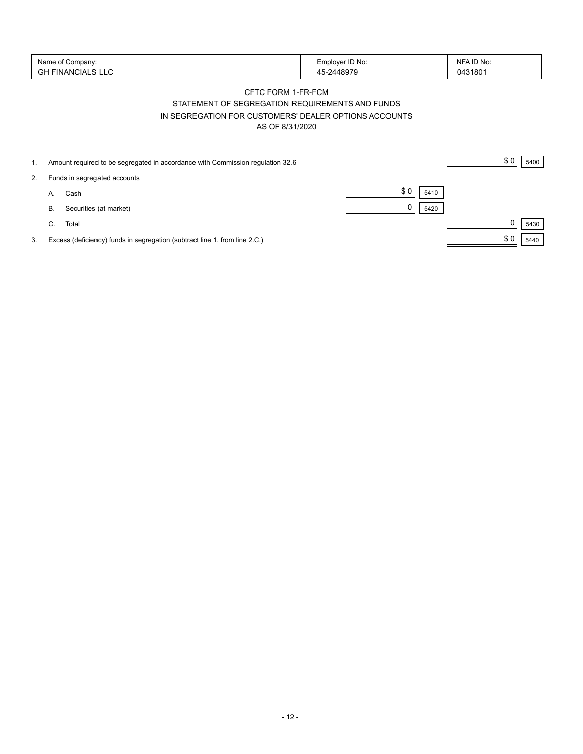| Name of Company: | Employer ID No: | NFA ID No: |
| --- | --- | --- |
| GH FINANCIALS LLC | 45-2448979 | 0431801 |

## CFTC FORM 1-FR-FCM

## STATEMENT OF SEGREGATION REQUIREMENTS AND FUNDS IN SEGREGATION FOR CUSTOMERS' DEALER OPTIONS ACCOUNTS

### AS OF 8/31/2020

| | | | | | |
| --- | --- | --- | --- | --- | --- |
| 1. | Amount required to be segregated in accordance with Commission regulation 32.6 | | | $ 0 | 5400 |
| 2. | Funds in segregated accounts | | | | |
| | A. Cash | $ 0 | 5410 | | |
| | B. Securities (at market) | 0 | 5420 | | |
| | C. Total | | | 0 | 5430 |
| 3. | Excess (deficiency) funds in segregation (subtract line 1. from line 2.C.) | | | $ 0 | 5440 |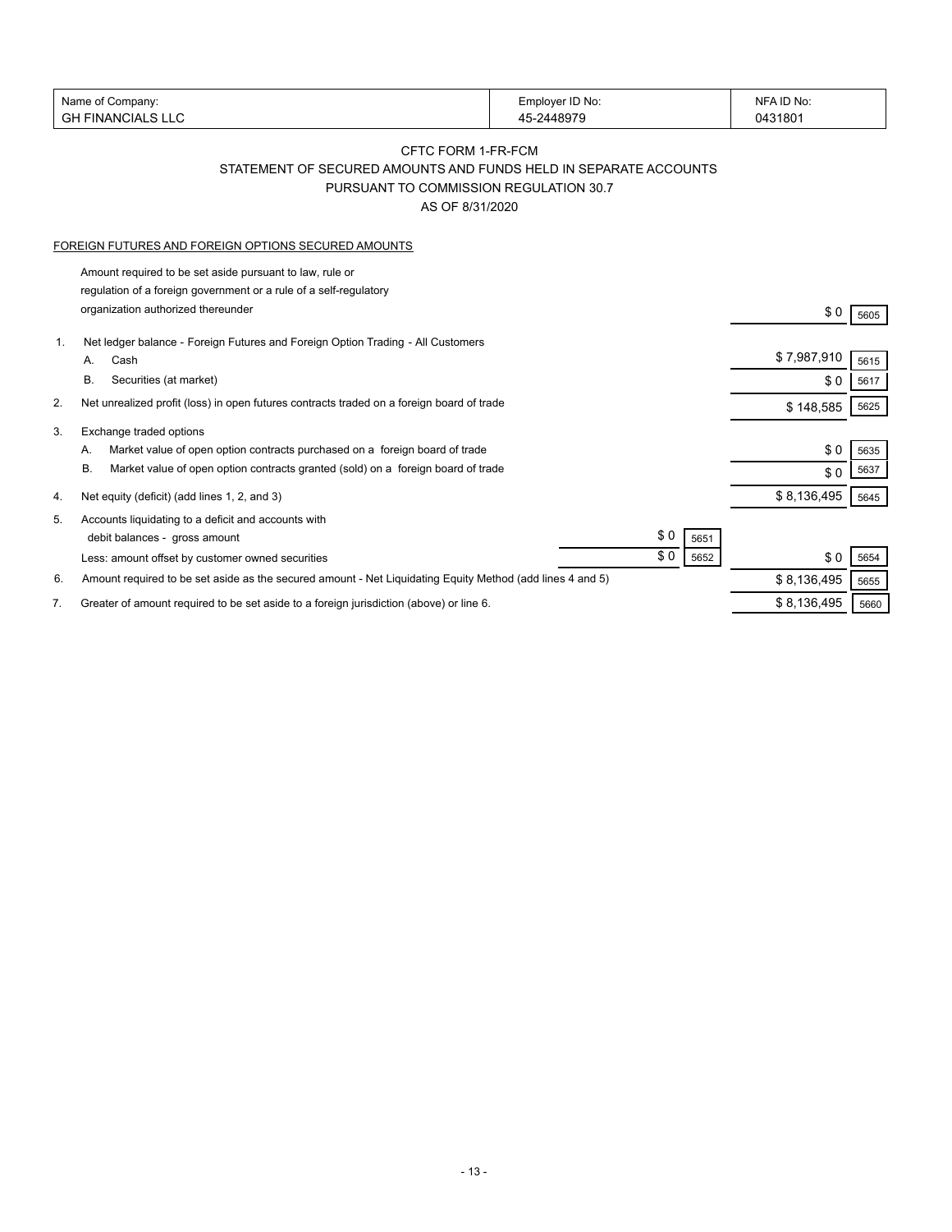| Name of Company: | Employer ID No: | NFA ID No: |
|---|---|---|
| GH FINANCIALS LLC | 45-2448979 | 0431801 |

CFTC FORM 1-FR-FCM

STATEMENT OF SECURED AMOUNTS AND FUNDS HELD IN SEPARATE ACCOUNTS

PURSUANT TO COMMISSION REGULATION 30.7

AS OF 8/31/2020

FOREIGN FUTURES AND FOREIGN OPTIONS SECURED AMOUNTS

| | | | | | |
|---|---|---|---|---|---|
| | Amount required to be set aside pursuant to law, rule or regulation of a foreign government or a rule of a self-regulatory organization authorized thereunder | | | $ 0 | 5605 |
| 1. | Net ledger balance - Foreign Futures and Foreign Option Trading - All Customers | | | | |
| | A. Cash | | | $ 7,987,910 | 5615 |
| | B. Securities (at market) | | | $ 0 | 5617 |
| 2. | Net unrealized profit (loss) in open futures contracts traded on a foreign board of trade | | | $ 148,585 | 5625 |
| 3. | Exchange traded options | | | | |
| | A. Market value of open option contracts purchased on a foreign board of trade | | | $ 0 | 5635 |
| | B. Market value of open option contracts granted (sold) on a foreign board of trade | | | $ 0 | 5637 |
| 4. | Net equity (deficit) (add lines 1, 2, and 3) | | | $ 8,136,495 | 5645 |
| 5. | Accounts liquidating to a deficit and accounts with debit balances - gross amount | $ 0 | 5651 | | |
| | Less: amount offset by customer owned securities | $ 0 | 5652 | $ 0 | 5654 |
| 6. | Amount required to be set aside as the secured amount - Net Liquidating Equity Method (add lines 4 and 5) | | | $ 8,136,495 | 5655 |
| 7. | Greater of amount required to be set aside to a foreign jurisdiction (above) or line 6. | | | $ 8,136,495 | 5660 |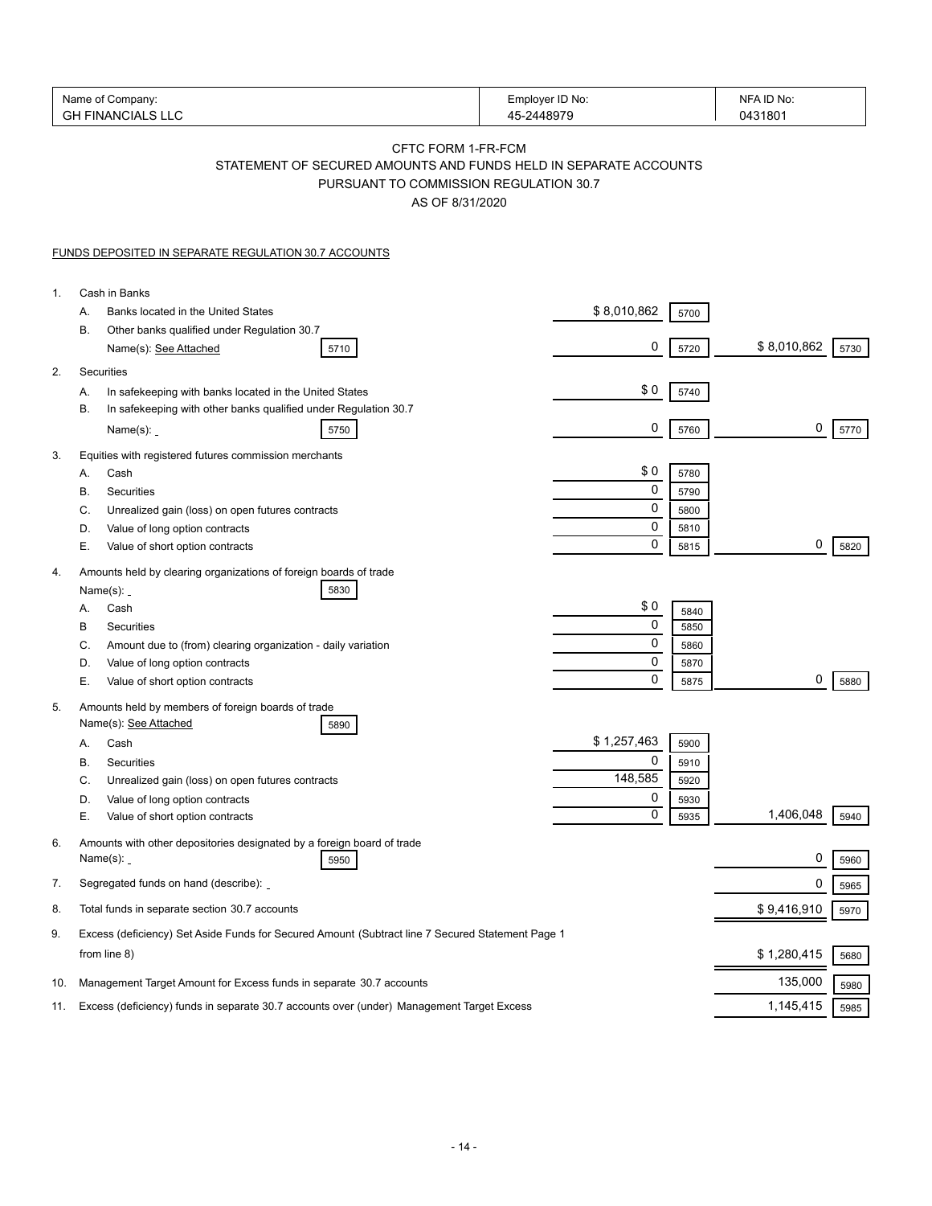| Name of Company: | Employer ID No: | NFA ID No: |
| --- | --- | --- |
| GH FINANCIALS LLC | 45-2448979 | 0431801 |

# CFTC FORM 1-FR-FCM

## STATEMENT OF SECURED AMOUNTS AND FUNDS HELD IN SEPARATE ACCOUNTS PURSUANT TO COMMISSION REGULATION 30.7

### AS OF 8/31/2020

FUNDS DEPOSITED IN SEPARATE REGULATION 30.7 ACCOUNTS

| | | | | | |
| --- | --- | --- | --- | --- | --- |
| 1. | Cash in Banks | | | | |
| | A. Banks located in the United States | $ 8,010,862 | 5700 | | |
| | B. Other banks qualified under Regulation 30.7 Name(s): See Attached [5710] | 0 | 5720 | $ 8,010,862 | 5730 |
| 2. | Securities | | | | |
| | A. In safekeeping with banks located in the United States | $ 0 | 5740 | | |
| | B. In safekeeping with other banks qualified under Regulation 30.7 Name(s): [5750] | 0 | 5760 | 0 | 5770 |
| 3. | Equities with registered futures commission merchants | | | | |
| | A. Cash | $ 0 | 5780 | | |
| | B. Securities | 0 | 5790 | | |
| | C. Unrealized gain (loss) on open futures contracts | 0 | 5800 | | |
| | D. Value of long option contracts | 0 | 5810 | | |
| | E. Value of short option contracts | 0 | 5815 | 0 | 5820 |
| 4. | Amounts held by clearing organizations of foreign boards of trade Name(s): [5830] | | | | |
| | A. Cash | $ 0 | 5840 | | |
| | B Securities | 0 | 5850 | | |
| | C. Amount due to (from) clearing organization - daily variation | 0 | 5860 | | |
| | D. Value of long option contracts | 0 | 5870 | | |
| | E. Value of short option contracts | 0 | 5875 | 0 | 5880 |
| 5. | Amounts held by members of foreign boards of trade Name(s): See Attached [5890] | | | | |
| | A. Cash | $ 1,257,463 | 5900 | | |
| | B. Securities | 0 | 5910 | | |
| | C. Unrealized gain (loss) on open futures contracts | 148,585 | 5920 | | |
| | D. Value of long option contracts | 0 | 5930 | | |
| | E. Value of short option contracts | 0 | 5935 | 1,406,048 | 5940 |
| 6. | Amounts with other depositories designated by a foreign board of trade Name(s): [5950] | | | 0 | 5960 |
| 7. | Segregated funds on hand (describe): | | | 0 | 5965 |
| 8. | Total funds in separate section 30.7 accounts | | | $ 9,416,910 | 5970 |
| 9. | Excess (deficiency) Set Aside Funds for Secured Amount (Subtract line 7 Secured Statement Page 1 from line 8) | | | $ 1,280,415 | 5680 |
| 10. | Management Target Amount for Excess funds in separate 30.7 accounts | | | 135,000 | 5980 |
| 11. | Excess (deficiency) funds in separate 30.7 accounts over (under) Management Target Excess | | | 1,145,415 | 5985 |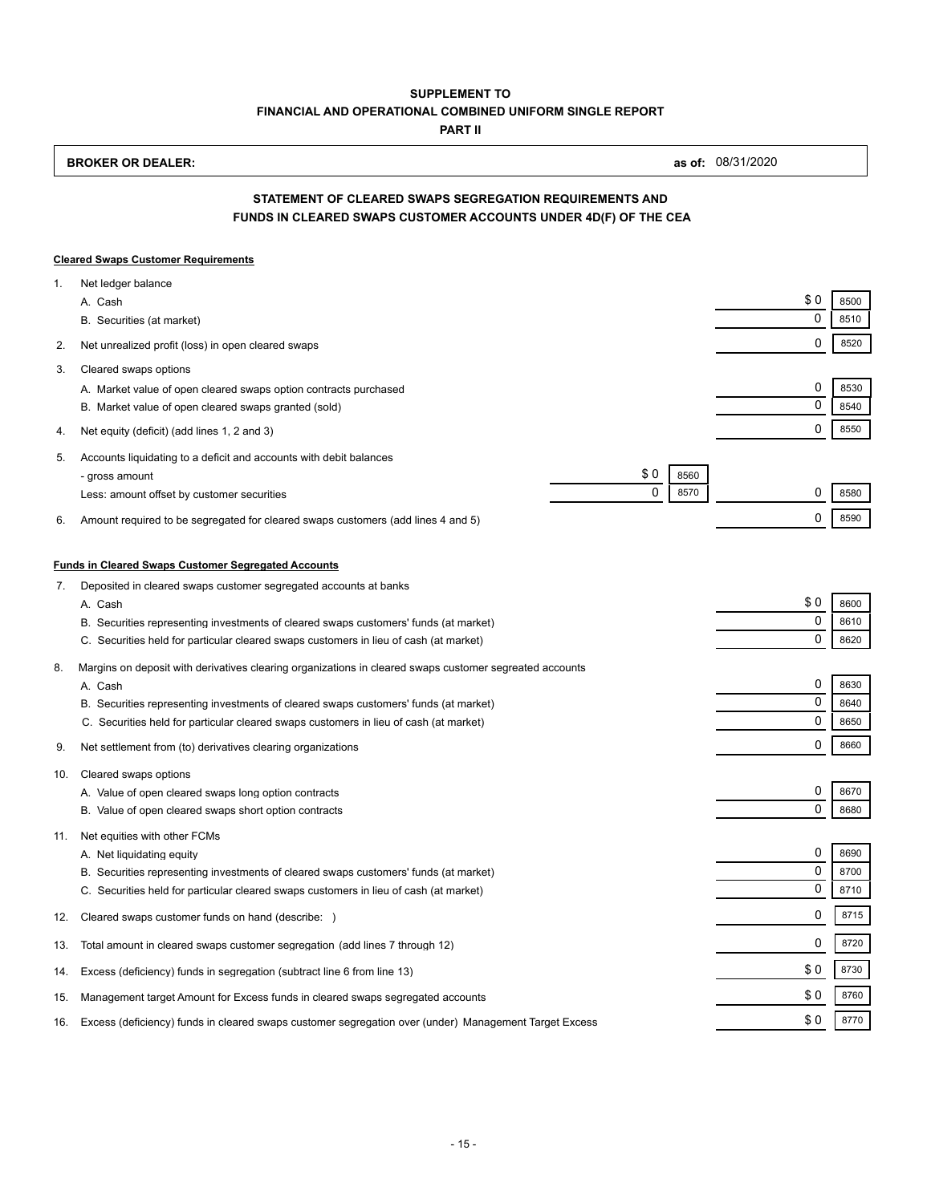**SUPPLEMENT TO**
**FINANCIAL AND OPERATIONAL COMBINED UNIFORM SINGLE REPORT**
**PART II**

**BROKER OR DEALER:** **as of:** 08/31/2020

## STATEMENT OF CLEARED SWAPS SEGREGATION REQUIREMENTS AND FUNDS IN CLEARED SWAPS CUSTOMER ACCOUNTS UNDER 4D(F) OF THE CEA

**Cleared Swaps Customer Requirements**

| | | | | | |
|---|---|---|---|---|---|
| 1. | Net ledger balance | | | | |
| | A. Cash | | | $ 0 | 8500 |
| | B. Securities (at market) | | | 0 | 8510 |
| 2. | Net unrealized profit (loss) in open cleared swaps | | | 0 | 8520 |
| 3. | Cleared swaps options | | | | |
| | A. Market value of open cleared swaps option contracts purchased | | | 0 | 8530 |
| | B. Market value of open cleared swaps granted (sold) | | | 0 | 8540 |
| 4. | Net equity (deficit) (add lines 1, 2 and 3) | | | 0 | 8550 |
| 5. | Accounts liquidating to a deficit and accounts with debit balances | | | | |
| | - gross amount | $ 0 | 8560 | | |
| | Less: amount offset by customer securities | 0 | 8570 | 0 | 8580 |
| 6. | Amount required to be segregated for cleared swaps customers (add lines 4 and 5) | | | 0 | 8590 |

**Funds in Cleared Swaps Customer Segregated Accounts**

| | | | |
|---|---|---|---|
| 7. | Deposited in cleared swaps customer segregated accounts at banks | | |
| | A. Cash | $ 0 | 8600 |
| | B. Securities representing investments of cleared swaps customers' funds (at market) | 0 | 8610 |
| | C. Securities held for particular cleared swaps customers in lieu of cash (at market) | 0 | 8620 |
| 8. | Margins on deposit with derivatives clearing organizations in cleared swaps customer segreated accounts | | |
| | A. Cash | 0 | 8630 |
| | B. Securities representing investments of cleared swaps customers' funds (at market) | 0 | 8640 |
| | C. Securities held for particular cleared swaps customers in lieu of cash (at market) | 0 | 8650 |
| 9. | Net settlement from (to) derivatives clearing organizations | 0 | 8660 |
| 10. | Cleared swaps options | | |
| | A. Value of open cleared swaps long option contracts | 0 | 8670 |
| | B. Value of open cleared swaps short option contracts | 0 | 8680 |
| 11. | Net equities with other FCMs | | |
| | A. Net liquidating equity | 0 | 8690 |
| | B. Securities representing investments of cleared swaps customers' funds (at market) | 0 | 8700 |
| | C. Securities held for particular cleared swaps customers in lieu of cash (at market) | 0 | 8710 |
| 12. | Cleared swaps customer funds on hand (describe: ) | 0 | 8715 |
| 13. | Total amount in cleared swaps customer segregation (add lines 7 through 12) | 0 | 8720 |
| 14. | Excess (deficiency) funds in segregation (subtract line 6 from line 13) | $ 0 | 8730 |
| 15. | Management target Amount for Excess funds in cleared swaps segregated accounts | $ 0 | 8760 |
| 16. | Excess (deficiency) funds in cleared swaps customer segregation over (under) Management Target Excess | $ 0 | 8770 |